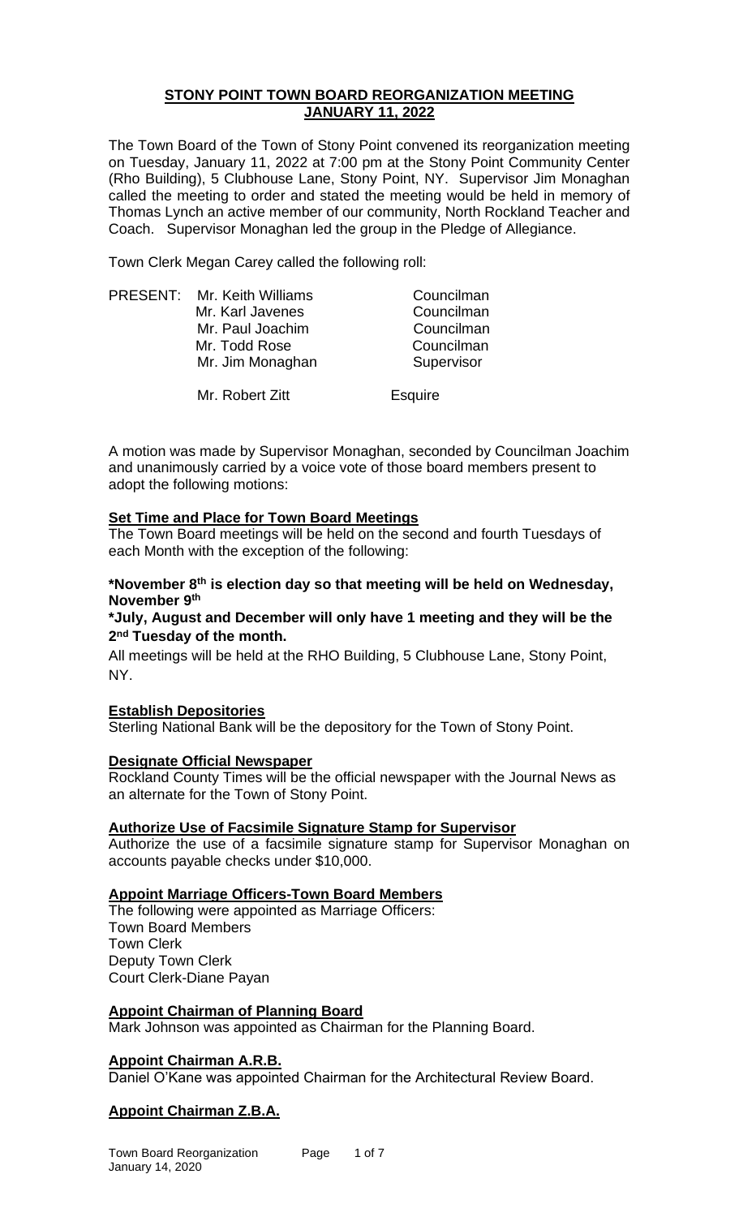# STONY POINT TOWN BOARD REORGANIZATION MEETING
## JANUARY 11, 2022

The Town Board of the Town of Stony Point convened its reorganization meeting on Tuesday, January 11, 2022 at 7:00 pm at the Stony Point Community Center (Rho Building), 5 Clubhouse Lane, Stony Point, NY. Supervisor Jim Monaghan called the meeting to order and stated the meeting would be held in memory of Thomas Lynch an active member of our community, North Rockland Teacher and Coach. Supervisor Monaghan led the group in the Pledge of Allegiance.

Town Clerk Megan Carey called the following roll:

| | | |
|---|---|---|
| PRESENT: | Mr. Keith Williams | Councilman |
| | Mr. Karl Javenes | Councilman |
| | Mr. Paul Joachim | Councilman |
| | Mr. Todd Rose | Councilman |
| | Mr. Jim Monaghan | Supervisor |
| | Mr. Robert Zitt | Esquire |

A motion was made by Supervisor Monaghan, seconded by Councilman Joachim and unanimously carried by a voice vote of those board members present to adopt the following motions:

**Set Time and Place for Town Board Meetings**

The Town Board meetings will be held on the second and fourth Tuesdays of each Month with the exception of the following:

**\*November 8th is election day so that meeting will be held on Wednesday, November 9th**

**\*July, August and December will only have 1 meeting and they will be the 2nd Tuesday of the month.**

All meetings will be held at the RHO Building, 5 Clubhouse Lane, Stony Point, NY.

**Establish Depositories**

Sterling National Bank will be the depository for the Town of Stony Point.

**Designate Official Newspaper**

Rockland County Times will be the official newspaper with the Journal News as an alternate for the Town of Stony Point.

**Authorize Use of Facsimile Signature Stamp for Supervisor**

Authorize the use of a facsimile signature stamp for Supervisor Monaghan on accounts payable checks under $10,000.

**Appoint Marriage Officers-Town Board Members**

The following were appointed as Marriage Officers:
Town Board Members
Town Clerk
Deputy Town Clerk
Court Clerk-Diane Payan

**Appoint Chairman of Planning Board**

Mark Johnson was appointed as Chairman for the Planning Board.

**Appoint Chairman A.R.B.**

Daniel O'Kane was appointed Chairman for the Architectural Review Board.

**Appoint Chairman Z.B.A.**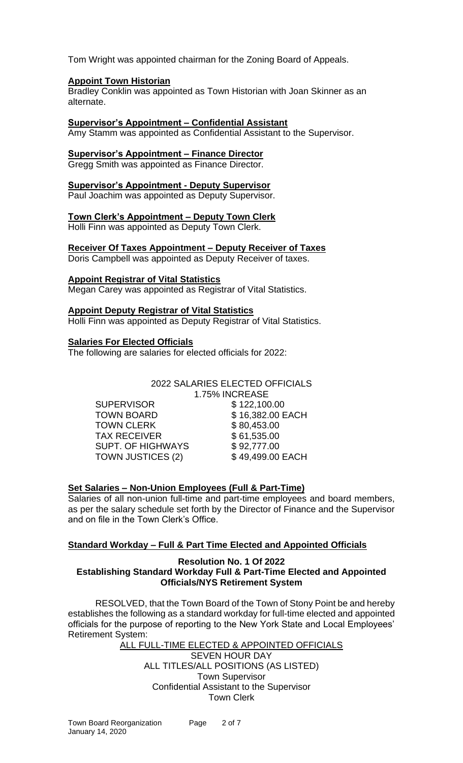Tom Wright was appointed chairman for the Zoning Board of Appeals.

**Appoint Town Historian**

Bradley Conklin was appointed as Town Historian with Joan Skinner as an alternate.

**Supervisor's Appointment – Confidential Assistant**

Amy Stamm was appointed as Confidential Assistant to the Supervisor.

**Supervisor's Appointment – Finance Director**

Gregg Smith was appointed as Finance Director.

**Supervisor's Appointment - Deputy Supervisor**

Paul Joachim was appointed as Deputy Supervisor.

**Town Clerk's Appointment – Deputy Town Clerk**

Holli Finn was appointed as Deputy Town Clerk.

**Receiver Of Taxes Appointment – Deputy Receiver of Taxes**

Doris Campbell was appointed as Deputy Receiver of taxes.

**Appoint Registrar of Vital Statistics**

Megan Carey was appointed as Registrar of Vital Statistics.

**Appoint Deputy Registrar of Vital Statistics**

Holli Finn was appointed as Deputy Registrar of Vital Statistics.

**Salaries For Elected Officials**

The following are salaries for elected officials for 2022:

2022 SALARIES ELECTED OFFICIALS
1.75% INCREASE

| | |
|---|---|
| SUPERVISOR | $ 122,100.00 |
| TOWN BOARD | $ 16,382.00 EACH |
| TOWN CLERK | $ 80,453.00 |
| TAX RECEIVER | $ 61,535.00 |
| SUPT. OF HIGHWAYS | $ 92,777.00 |
| TOWN JUSTICES (2) | $ 49,499.00 EACH |

**Set Salaries – Non-Union Employees (Full & Part-Time)**

Salaries of all non-union full-time and part-time employees and board members, as per the salary schedule set forth by the Director of Finance and the Supervisor and on file in the Town Clerk's Office.

**Standard Workday – Full & Part Time Elected and Appointed Officials**

**Resolution No. 1 Of 2022**
**Establishing Standard Workday Full & Part-Time Elected and Appointed Officials/NYS Retirement System**

RESOLVED, that the Town Board of the Town of Stony Point be and hereby establishes the following as a standard workday for full-time elected and appointed officials for the purpose of reporting to the New York State and Local Employees' Retirement System:

ALL FULL-TIME ELECTED & APPOINTED OFFICIALS
SEVEN HOUR DAY
ALL TITLES/ALL POSITIONS (AS LISTED)
Town Supervisor
Confidential Assistant to the Supervisor
Town Clerk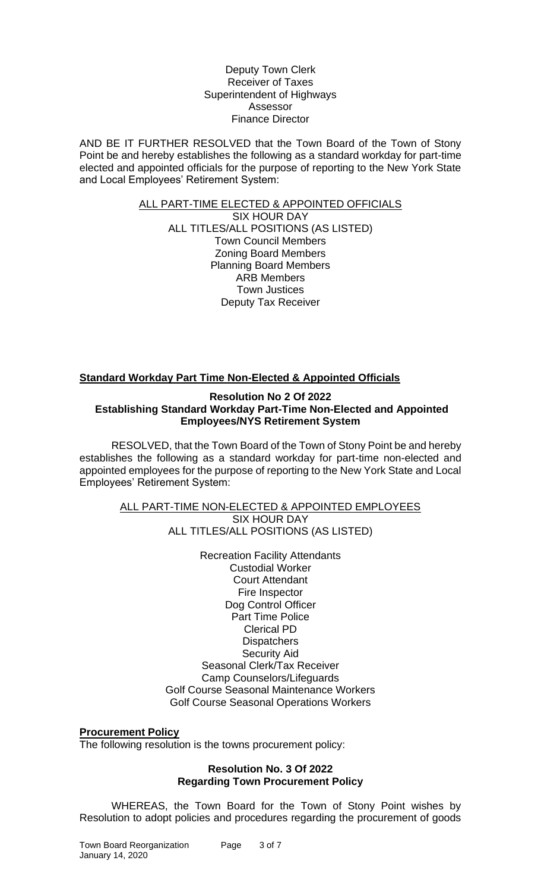Deputy Town Clerk
Receiver of Taxes
Superintendent of Highways
Assessor
Finance Director

AND BE IT FURTHER RESOLVED that the Town Board of the Town of Stony Point be and hereby establishes the following as a standard workday for part-time elected and appointed officials for the purpose of reporting to the New York State and Local Employees' Retirement System:

ALL PART-TIME ELECTED & APPOINTED OFFICIALS
SIX HOUR DAY
ALL TITLES/ALL POSITIONS (AS LISTED)
Town Council Members
Zoning Board Members
Planning Board Members
ARB Members
Town Justices
Deputy Tax Receiver

**Standard Workday Part Time Non-Elected & Appointed Officials**

**Resolution No 2 Of 2022**
**Establishing Standard Workday Part-Time Non-Elected and Appointed Employees/NYS Retirement System**

RESOLVED, that the Town Board of the Town of Stony Point be and hereby establishes the following as a standard workday for part-time non-elected and appointed employees for the purpose of reporting to the New York State and Local Employees' Retirement System:

ALL PART-TIME NON-ELECTED & APPOINTED EMPLOYEES
SIX HOUR DAY
ALL TITLES/ALL POSITIONS (AS LISTED)

Recreation Facility Attendants
Custodial Worker
Court Attendant
Fire Inspector
Dog Control Officer
Part Time Police
Clerical PD
Dispatchers
Security Aid
Seasonal Clerk/Tax Receiver
Camp Counselors/Lifeguards
Golf Course Seasonal Maintenance Workers
Golf Course Seasonal Operations Workers

**Procurement Policy**

The following resolution is the towns procurement policy:

**Resolution No. 3 Of 2022**
**Regarding Town Procurement Policy**

WHEREAS, the Town Board for the Town of Stony Point wishes by Resolution to adopt policies and procedures regarding the procurement of goods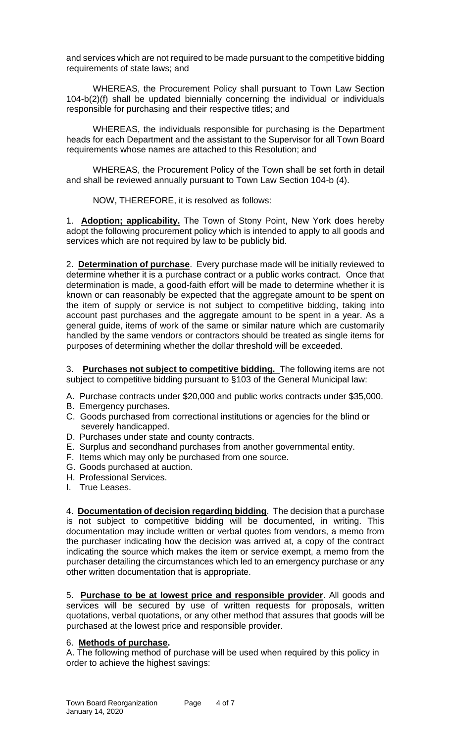and services which are not required to be made pursuant to the competitive bidding requirements of state laws; and

WHEREAS, the Procurement Policy shall pursuant to Town Law Section 104-b(2)(f) shall be updated biennially concerning the individual or individuals responsible for purchasing and their respective titles; and

WHEREAS, the individuals responsible for purchasing is the Department heads for each Department and the assistant to the Supervisor for all Town Board requirements whose names are attached to this Resolution; and

WHEREAS, the Procurement Policy of the Town shall be set forth in detail and shall be reviewed annually pursuant to Town Law Section 104-b (4).

NOW, THEREFORE, it is resolved as follows:

1. **Adoption; applicability.** The Town of Stony Point, New York does hereby adopt the following procurement policy which is intended to apply to all goods and services which are not required by law to be publicly bid.

2. **Determination of purchase**. Every purchase made will be initially reviewed to determine whether it is a purchase contract or a public works contract. Once that determination is made, a good-faith effort will be made to determine whether it is known or can reasonably be expected that the aggregate amount to be spent on the item of supply or service is not subject to competitive bidding, taking into account past purchases and the aggregate amount to be spent in a year. As a general guide, items of work of the same or similar nature which are customarily handled by the same vendors or contractors should be treated as single items for purposes of determining whether the dollar threshold will be exceeded.

3. **Purchases not subject to competitive bidding.** The following items are not subject to competitive bidding pursuant to §103 of the General Municipal law:

A. Purchase contracts under $20,000 and public works contracts under $35,000.
B. Emergency purchases.
C. Goods purchased from correctional institutions or agencies for the blind or severely handicapped.
D. Purchases under state and county contracts.
E. Surplus and secondhand purchases from another governmental entity.
F. Items which may only be purchased from one source.
G. Goods purchased at auction.
H. Professional Services.
I. True Leases.

4. **Documentation of decision regarding bidding**. The decision that a purchase is not subject to competitive bidding will be documented, in writing. This documentation may include written or verbal quotes from vendors, a memo from the purchaser indicating how the decision was arrived at, a copy of the contract indicating the source which makes the item or service exempt, a memo from the purchaser detailing the circumstances which led to an emergency purchase or any other written documentation that is appropriate.

5. **Purchase to be at lowest price and responsible provider**. All goods and services will be secured by use of written requests for proposals, written quotations, verbal quotations, or any other method that assures that goods will be purchased at the lowest price and responsible provider.

6. **Methods of purchase.**

A. The following method of purchase will be used when required by this policy in order to achieve the highest savings: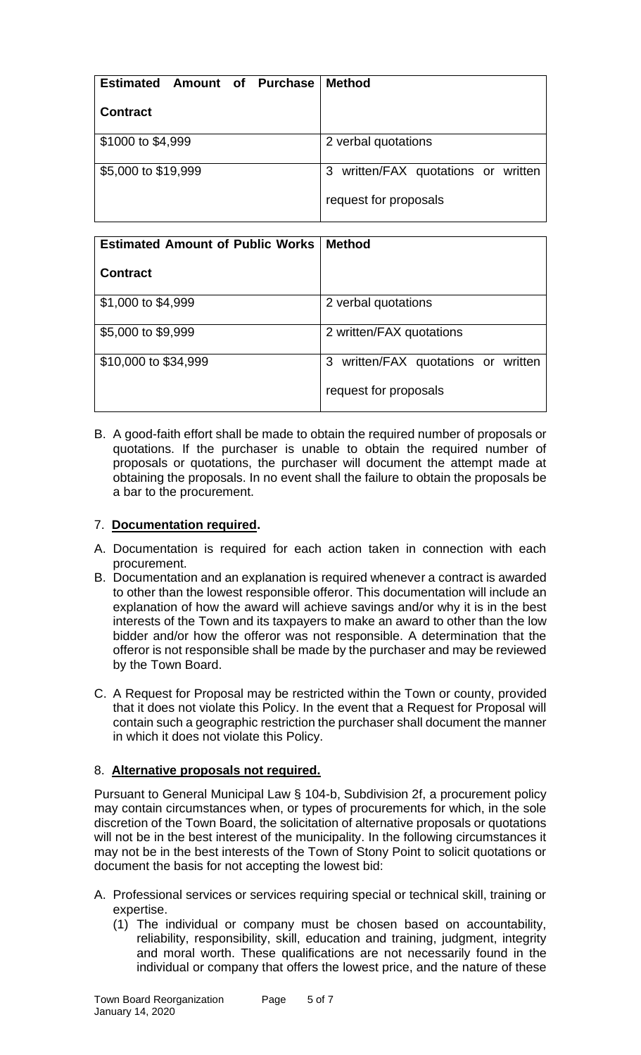| **Estimated Amount of Purchase Contract** | **Method** |
|---|---|
| $1000 to $4,999 | 2 verbal quotations |
| $5,000 to $19,999 | 3 written/FAX quotations or written request for proposals |

| **Estimated Amount of Public Works Contract** | **Method** |
|---|---|
| $1,000 to $4,999 | 2 verbal quotations |
| $5,000 to $9,999 | 2 written/FAX quotations |
| $10,000 to $34,999 | 3 written/FAX quotations or written request for proposals |

B. A good-faith effort shall be made to obtain the required number of proposals or quotations. If the purchaser is unable to obtain the required number of proposals or quotations, the purchaser will document the attempt made at obtaining the proposals. In no event shall the failure to obtain the proposals be a bar to the procurement.

7. **Documentation required.**

A. Documentation is required for each action taken in connection with each procurement.
B. Documentation and an explanation is required whenever a contract is awarded to other than the lowest responsible offeror. This documentation will include an explanation of how the award will achieve savings and/or why it is in the best interests of the Town and its taxpayers to make an award to other than the low bidder and/or how the offeror was not responsible. A determination that the offeror is not responsible shall be made by the purchaser and may be reviewed by the Town Board.
C. A Request for Proposal may be restricted within the Town or county, provided that it does not violate this Policy. In the event that a Request for Proposal will contain such a geographic restriction the purchaser shall document the manner in which it does not violate this Policy.

8. **Alternative proposals not required.**

Pursuant to General Municipal Law § 104-b, Subdivision 2f, a procurement policy may contain circumstances when, or types of procurements for which, in the sole discretion of the Town Board, the solicitation of alternative proposals or quotations will not be in the best interest of the municipality. In the following circumstances it may not be in the best interests of the Town of Stony Point to solicit quotations or document the basis for not accepting the lowest bid:

A. Professional services or services requiring special or technical skill, training or expertise.
   (1) The individual or company must be chosen based on accountability, reliability, responsibility, skill, education and training, judgment, integrity and moral worth. These qualifications are not necessarily found in the individual or company that offers the lowest price, and the nature of these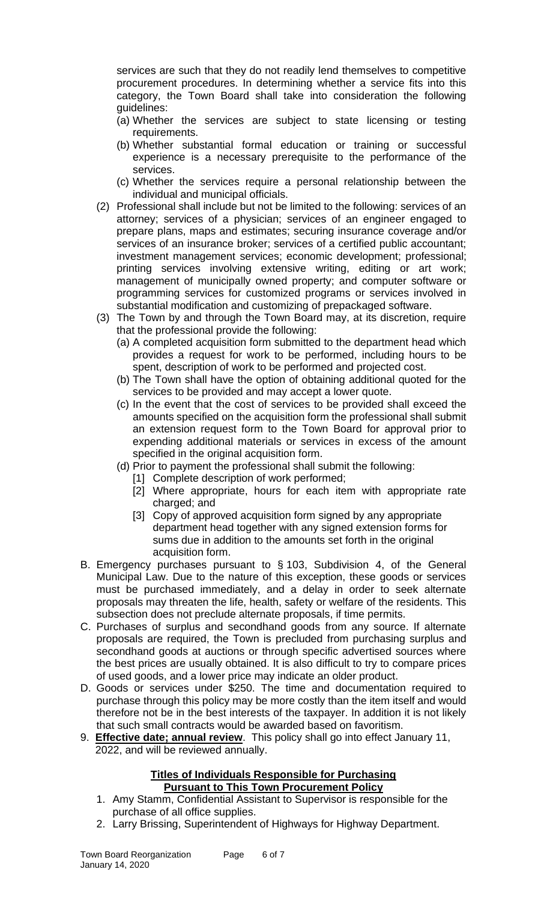services are such that they do not readily lend themselves to competitive procurement procedures. In determining whether a service fits into this category, the Town Board shall take into consideration the following guidelines:

(a) Whether the services are subject to state licensing or testing requirements.

(b) Whether substantial formal education or training or successful experience is a necessary prerequisite to the performance of the services.

(c) Whether the services require a personal relationship between the individual and municipal officials.

(2) Professional shall include but not be limited to the following: services of an attorney; services of a physician; services of an engineer engaged to prepare plans, maps and estimates; securing insurance coverage and/or services of an insurance broker; services of a certified public accountant; investment management services; economic development; professional; printing services involving extensive writing, editing or art work; management of municipally owned property; and computer software or programming services for customized programs or services involved in substantial modification and customizing of prepackaged software.

(3) The Town by and through the Town Board may, at its discretion, require that the professional provide the following:

(a) A completed acquisition form submitted to the department head which provides a request for work to be performed, including hours to be spent, description of work to be performed and projected cost.

(b) The Town shall have the option of obtaining additional quoted for the services to be provided and may accept a lower quote.

(c) In the event that the cost of services to be provided shall exceed the amounts specified on the acquisition form the professional shall submit an extension request form to the Town Board for approval prior to expending additional materials or services in excess of the amount specified in the original acquisition form.

(d) Prior to payment the professional shall submit the following:

[1] Complete description of work performed;

[2] Where appropriate, hours for each item with appropriate rate charged; and

[3] Copy of approved acquisition form signed by any appropriate department head together with any signed extension forms for sums due in addition to the amounts set forth in the original acquisition form.

B. Emergency purchases pursuant to § 103, Subdivision 4, of the General Municipal Law. Due to the nature of this exception, these goods or services must be purchased immediately, and a delay in order to seek alternate proposals may threaten the life, health, safety or welfare of the residents. This subsection does not preclude alternate proposals, if time permits.

C. Purchases of surplus and secondhand goods from any source. If alternate proposals are required, the Town is precluded from purchasing surplus and secondhand goods at auctions or through specific advertised sources where the best prices are usually obtained. It is also difficult to try to compare prices of used goods, and a lower price may indicate an older product.

D. Goods or services under $250. The time and documentation required to purchase through this policy may be more costly than the item itself and would therefore not be in the best interests of the taxpayer. In addition it is not likely that such small contracts would be awarded based on favoritism.

9. **<u>Effective date; annual review</u>**. This policy shall go into effect January 11, 2022, and will be reviewed annually.

**<u>Titles of Individuals Responsible for Purchasing Pursuant to This Town Procurement Policy</u>**

1. Amy Stamm, Confidential Assistant to Supervisor is responsible for the purchase of all office supplies.
2. Larry Brissing, Superintendent of Highways for Highway Department.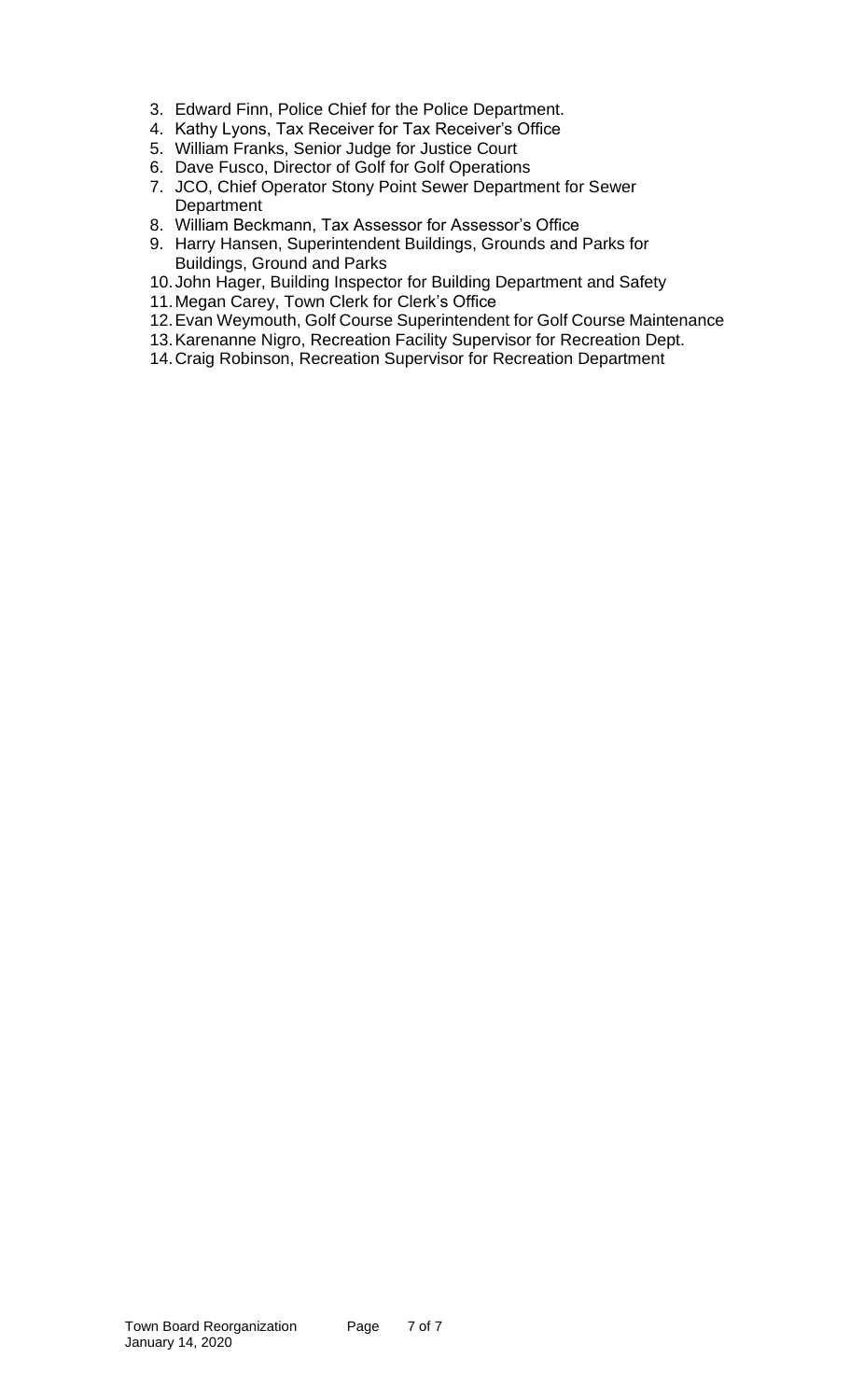3. Edward Finn, Police Chief for the Police Department.
4. Kathy Lyons, Tax Receiver for Tax Receiver's Office
5. William Franks, Senior Judge for Justice Court
6. Dave Fusco, Director of Golf for Golf Operations
7. JCO, Chief Operator Stony Point Sewer Department for Sewer Department
8. William Beckmann, Tax Assessor for Assessor's Office
9. Harry Hansen, Superintendent Buildings, Grounds and Parks for Buildings, Ground and Parks
10. John Hager, Building Inspector for Building Department and Safety
11. Megan Carey, Town Clerk for Clerk's Office
12. Evan Weymouth, Golf Course Superintendent for Golf Course Maintenance
13. Karenanne Nigro, Recreation Facility Supervisor for Recreation Dept.
14. Craig Robinson, Recreation Supervisor for Recreation Department